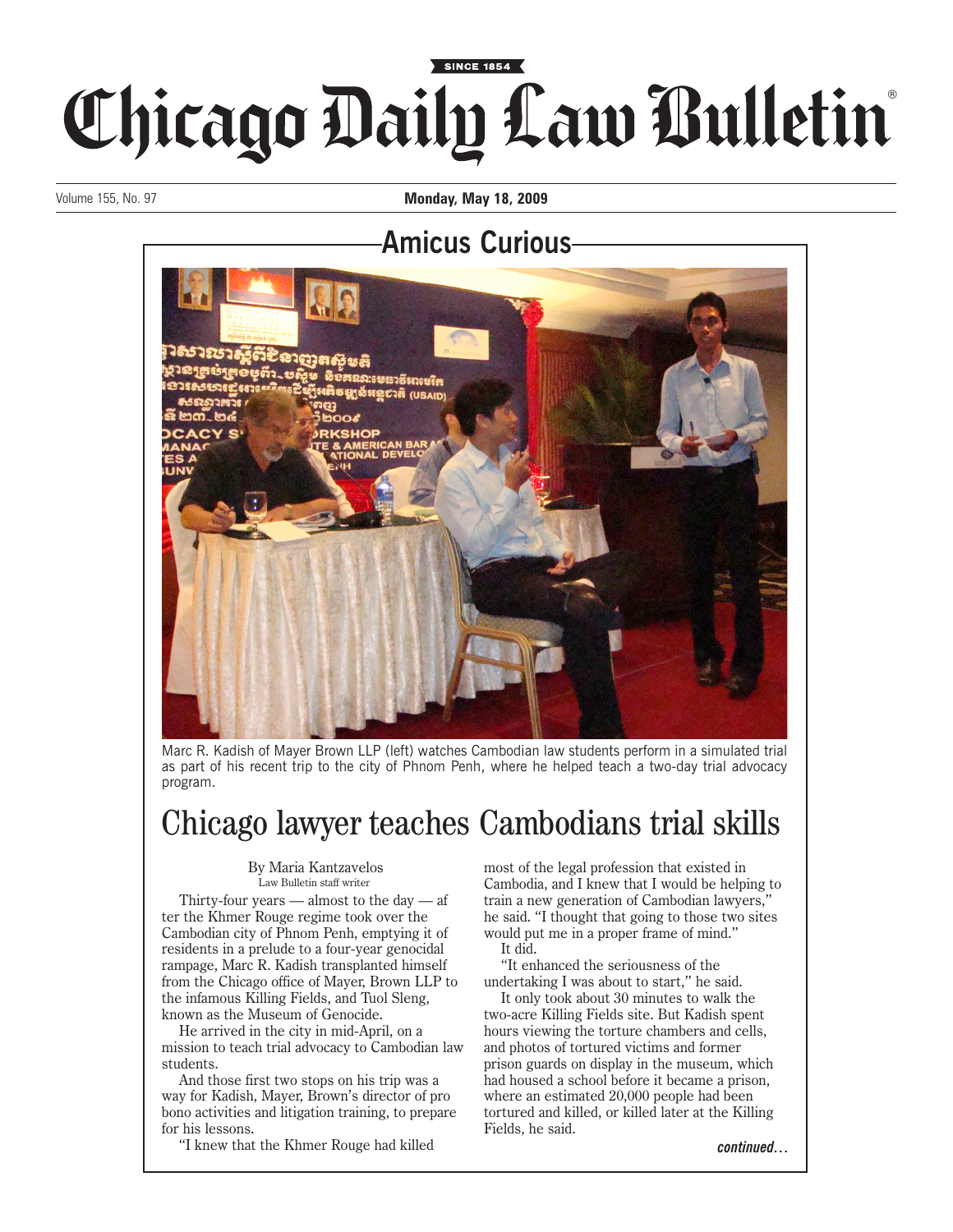# Chicago Daily Law Bulletin

Volume 155, No. 97 **Monday, May 18, 2009**

## Amicus Curious

Marc R. Kadish of Mayer Brown LLP (left) watches Cambodian law students perform in a simulated trial as part of his recent trip to the city of Phnom Penh, where he helped teach a two-day trial advocacy program.

# Chicago lawyer teaches Cambodians trial skills

By Maria Kantzavelos
Law Bulletin staff writer

Thirty-four years — almost to the day — after the Khmer Rouge regime took over the Cambodian city of Phnom Penh, emptying it of residents in a prelude to a four-year genocidal rampage, Marc R. Kadish transplanted himself from the Chicago office of Mayer, Brown LLP to the infamous Killing Fields, and Tuol Sleng, known as the Museum of Genocide.

He arrived in the city in mid-April, on a mission to teach trial advocacy to Cambodian law students.

And those first two stops on his trip was a way for Kadish, Mayer, Brown's director of pro bono activities and litigation training, to prepare for his lessons.

"I knew that the Khmer Rouge had killed most of the legal profession that existed in Cambodia, and I knew that I would be helping to train a new generation of Cambodian lawyers," he said. "I thought that going to those two sites would put me in a proper frame of mind."

It did.

"It enhanced the seriousness of the undertaking I was about to start," he said.

It only took about 30 minutes to walk the two-acre Killing Fields site. But Kadish spent hours viewing the torture chambers and cells, and photos of tortured victims and former prison guards on display in the museum, which had housed a school before it became a prison, where an estimated 20,000 people had been tortured and killed, or killed later at the Killing Fields, he said.

*continued…*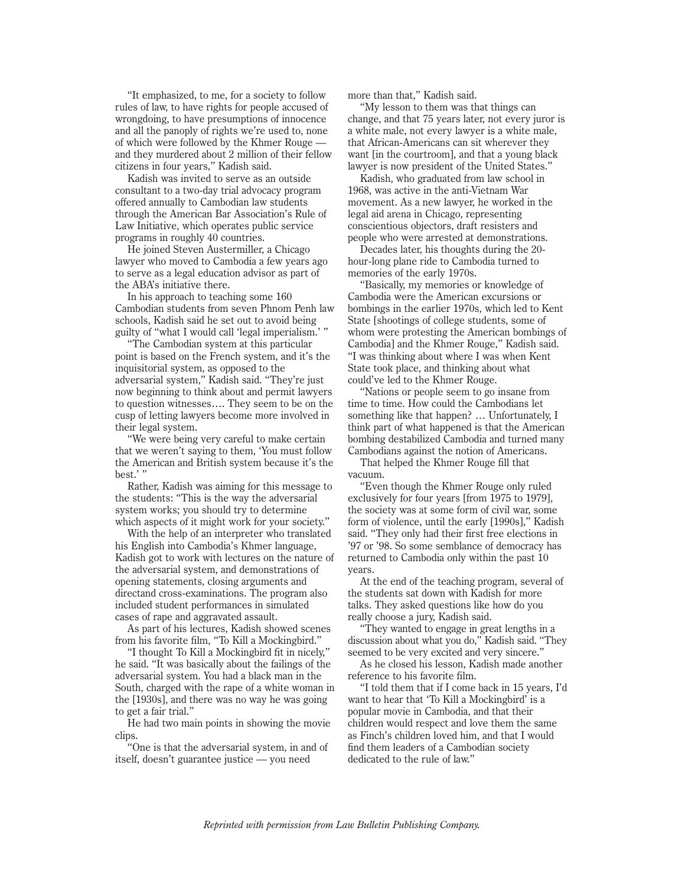"It emphasized, to me, for a society to follow rules of law, to have rights for people accused of wrongdoing, to have presumptions of innocence and all the panoply of rights we're used to, none of which were followed by the Khmer Rouge — and they murdered about 2 million of their fellow citizens in four years," Kadish said.

Kadish was invited to serve as an outside consultant to a two-day trial advocacy program offered annually to Cambodian law students through the American Bar Association's Rule of Law Initiative, which operates public service programs in roughly 40 countries.

He joined Steven Austermiller, a Chicago lawyer who moved to Cambodia a few years ago to serve as a legal education advisor as part of the ABA's initiative there.

In his approach to teaching some 160 Cambodian students from seven Phnom Penh law schools, Kadish said he set out to avoid being guilty of "what I would call 'legal imperialism.' "

"The Cambodian system at this particular point is based on the French system, and it's the inquisitorial system, as opposed to the adversarial system," Kadish said. "They're just now beginning to think about and permit lawyers to question witnesses…. They seem to be on the cusp of letting lawyers become more involved in their legal system.

"We were being very careful to make certain that we weren't saying to them, 'You must follow the American and British system because it's the best.' "

Rather, Kadish was aiming for this message to the students: "This is the way the adversarial system works; you should try to determine which aspects of it might work for your society."

With the help of an interpreter who translated his English into Cambodia's Khmer language, Kadish got to work with lectures on the nature of the adversarial system, and demonstrations of opening statements, closing arguments and directand cross-examinations. The program also included student performances in simulated cases of rape and aggravated assault.

As part of his lectures, Kadish showed scenes from his favorite film, "To Kill a Mockingbird."

"I thought To Kill a Mockingbird fit in nicely," he said. "It was basically about the failings of the adversarial system. You had a black man in the South, charged with the rape of a white woman in the [1930s], and there was no way he was going to get a fair trial."

He had two main points in showing the movie clips.

"One is that the adversarial system, in and of itself, doesn't guarantee justice — you need more than that," Kadish said.

"My lesson to them was that things can change, and that 75 years later, not every juror is a white male, not every lawyer is a white male, that African-Americans can sit wherever they want [in the courtroom], and that a young black lawyer is now president of the United States."

Kadish, who graduated from law school in 1968, was active in the anti-Vietnam War movement. As a new lawyer, he worked in the legal aid arena in Chicago, representing conscientious objectors, draft resisters and people who were arrested at demonstrations.

Decades later, his thoughts during the 20-hour-long plane ride to Cambodia turned to memories of the early 1970s.

"Basically, my memories or knowledge of Cambodia were the American excursions or bombings in the earlier 1970s, which led to Kent State [shootings of college students, some of whom were protesting the American bombings of Cambodia] and the Khmer Rouge," Kadish said. "I was thinking about where I was when Kent State took place, and thinking about what could've led to the Khmer Rouge.

"Nations or people seem to go insane from time to time. How could the Cambodians let something like that happen? … Unfortunately, I think part of what happened is that the American bombing destabilized Cambodia and turned many Cambodians against the notion of Americans.

That helped the Khmer Rouge fill that vacuum.

"Even though the Khmer Rouge only ruled exclusively for four years [from 1975 to 1979], the society was at some form of civil war, some form of violence, until the early [1990s]," Kadish said. "They only had their first free elections in '97 or '98. So some semblance of democracy has returned to Cambodia only within the past 10 years.

At the end of the teaching program, several of the students sat down with Kadish for more talks. They asked questions like how do you really choose a jury, Kadish said.

"They wanted to engage in great lengths in a discussion about what you do," Kadish said. "They seemed to be very excited and very sincere."

As he closed his lesson, Kadish made another reference to his favorite film.

"I told them that if I come back in 15 years, I'd want to hear that 'To Kill a Mockingbird' is a popular movie in Cambodia, and that their children would respect and love them the same as Finch's children loved him, and that I would find them leaders of a Cambodian society dedicated to the rule of law."

*Reprinted with permission from Law Bulletin Publishing Company.*